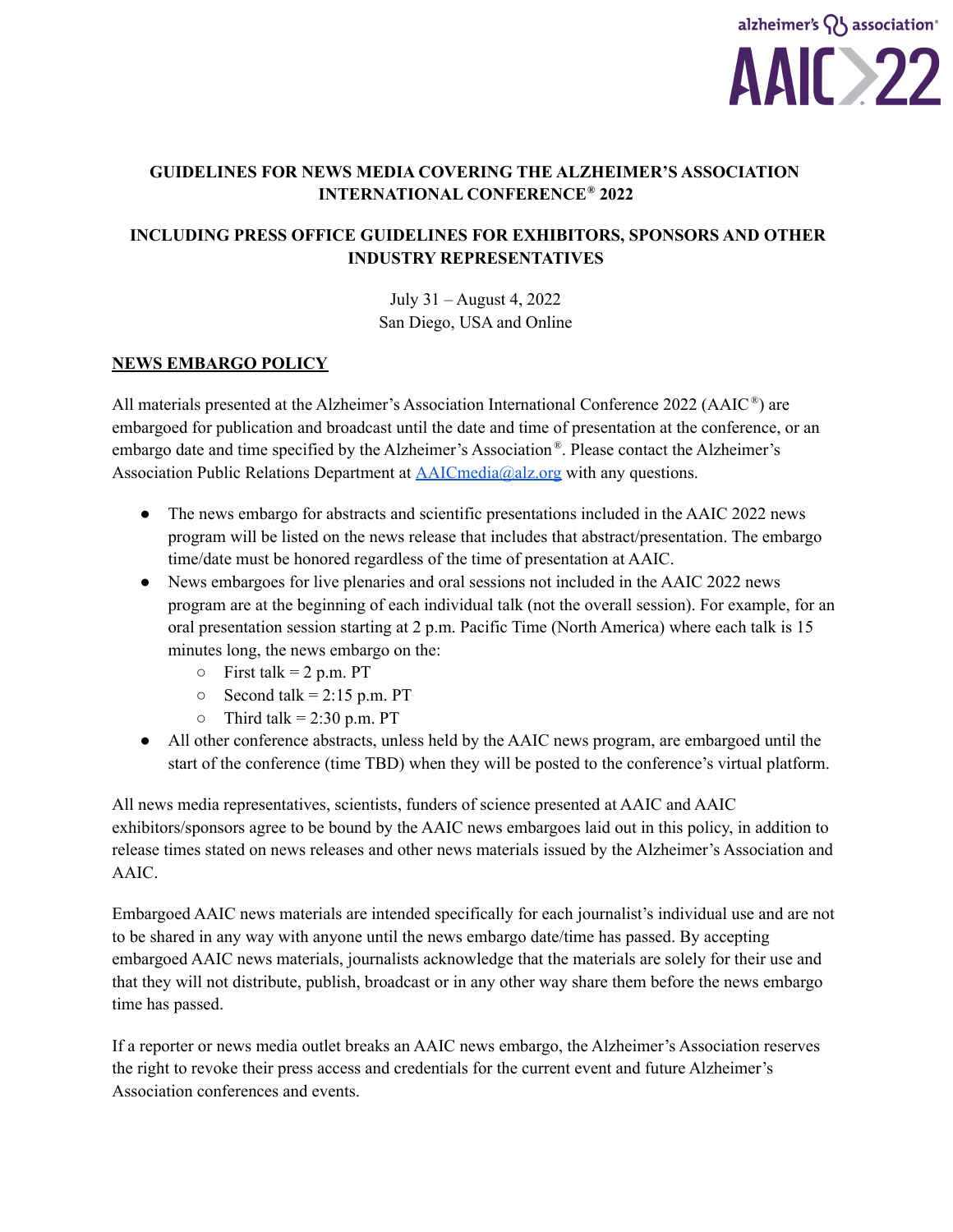alzheimer's association®

AAIC 22

# GUIDELINES FOR NEWS MEDIA COVERING THE ALZHEIMER'S ASSOCIATION INTERNATIONAL CONFERENCE® 2022

## INCLUDING PRESS OFFICE GUIDELINES FOR EXHIBITORS, SPONSORS AND OTHER INDUSTRY REPRESENTATIVES

July 31 – August 4, 2022
San Diego, USA and Online

## NEWS EMBARGO POLICY

All materials presented at the Alzheimer's Association International Conference 2022 (AAIC®) are embargoed for publication and broadcast until the date and time of presentation at the conference, or an embargo date and time specified by the Alzheimer's Association®. Please contact the Alzheimer's Association Public Relations Department at AAICmedia@alz.org with any questions.

- The news embargo for abstracts and scientific presentations included in the AAIC 2022 news program will be listed on the news release that includes that abstract/presentation. The embargo time/date must be honored regardless of the time of presentation at AAIC.
- News embargoes for live plenaries and oral sessions not included in the AAIC 2022 news program are at the beginning of each individual talk (not the overall session). For example, for an oral presentation session starting at 2 p.m. Pacific Time (North America) where each talk is 15 minutes long, the news embargo on the:
  - First talk = 2 p.m. PT
  - Second talk = 2:15 p.m. PT
  - Third talk = 2:30 p.m. PT
- All other conference abstracts, unless held by the AAIC news program, are embargoed until the start of the conference (time TBD) when they will be posted to the conference's virtual platform.

All news media representatives, scientists, funders of science presented at AAIC and AAIC exhibitors/sponsors agree to be bound by the AAIC news embargoes laid out in this policy, in addition to release times stated on news releases and other news materials issued by the Alzheimer's Association and AAIC.

Embargoed AAIC news materials are intended specifically for each journalist's individual use and are not to be shared in any way with anyone until the news embargo date/time has passed. By accepting embargoed AAIC news materials, journalists acknowledge that the materials are solely for their use and that they will not distribute, publish, broadcast or in any other way share them before the news embargo time has passed.

If a reporter or news media outlet breaks an AAIC news embargo, the Alzheimer's Association reserves the right to revoke their press access and credentials for the current event and future Alzheimer's Association conferences and events.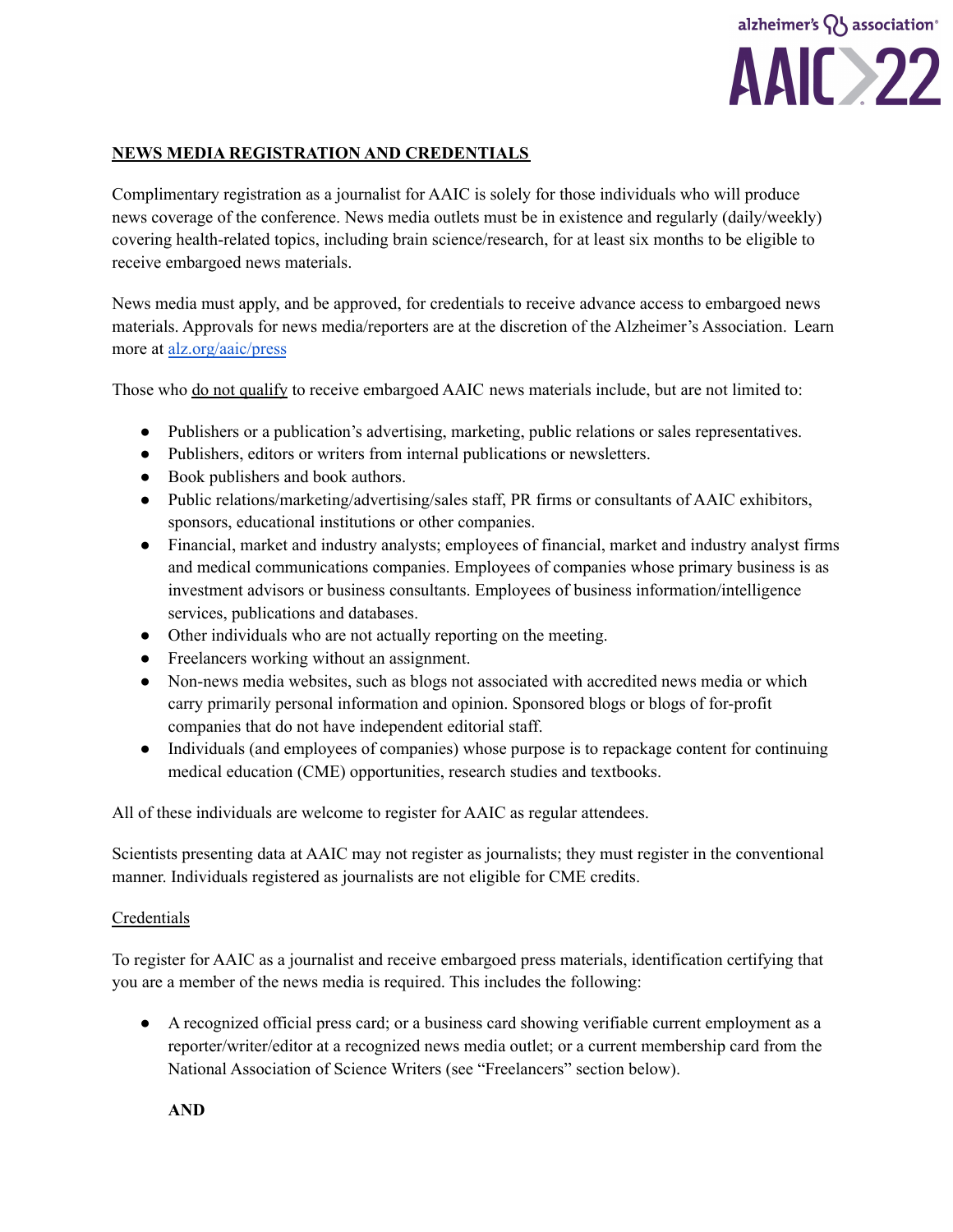## NEWS MEDIA REGISTRATION AND CREDENTIALS

Complimentary registration as a journalist for AAIC is solely for those individuals who will produce news coverage of the conference. News media outlets must be in existence and regularly (daily/weekly) covering health-related topics, including brain science/research, for at least six months to be eligible to receive embargoed news materials.

News media must apply, and be approved, for credentials to receive advance access to embargoed news materials. Approvals for news media/reporters are at the discretion of the Alzheimer's Association. Learn more at [alz.org/aaic/press](alz.org/aaic/press)

Those who do not qualify to receive embargoed AAIC news materials include, but are not limited to:

- Publishers or a publication's advertising, marketing, public relations or sales representatives.
- Publishers, editors or writers from internal publications or newsletters.
- Book publishers and book authors.
- Public relations/marketing/advertising/sales staff, PR firms or consultants of AAIC exhibitors, sponsors, educational institutions or other companies.
- Financial, market and industry analysts; employees of financial, market and industry analyst firms and medical communications companies. Employees of companies whose primary business is as investment advisors or business consultants. Employees of business information/intelligence services, publications and databases.
- Other individuals who are not actually reporting on the meeting.
- Freelancers working without an assignment.
- Non-news media websites, such as blogs not associated with accredited news media or which carry primarily personal information and opinion. Sponsored blogs or blogs of for-profit companies that do not have independent editorial staff.
- Individuals (and employees of companies) whose purpose is to repackage content for continuing medical education (CME) opportunities, research studies and textbooks.

All of these individuals are welcome to register for AAIC as regular attendees.

Scientists presenting data at AAIC may not register as journalists; they must register in the conventional manner. Individuals registered as journalists are not eligible for CME credits.

### Credentials

To register for AAIC as a journalist and receive embargoed press materials, identification certifying that you are a member of the news media is required. This includes the following:

- A recognized official press card; or a business card showing verifiable current employment as a reporter/writer/editor at a recognized news media outlet; or a current membership card from the National Association of Science Writers (see "Freelancers" section below).

  **AND**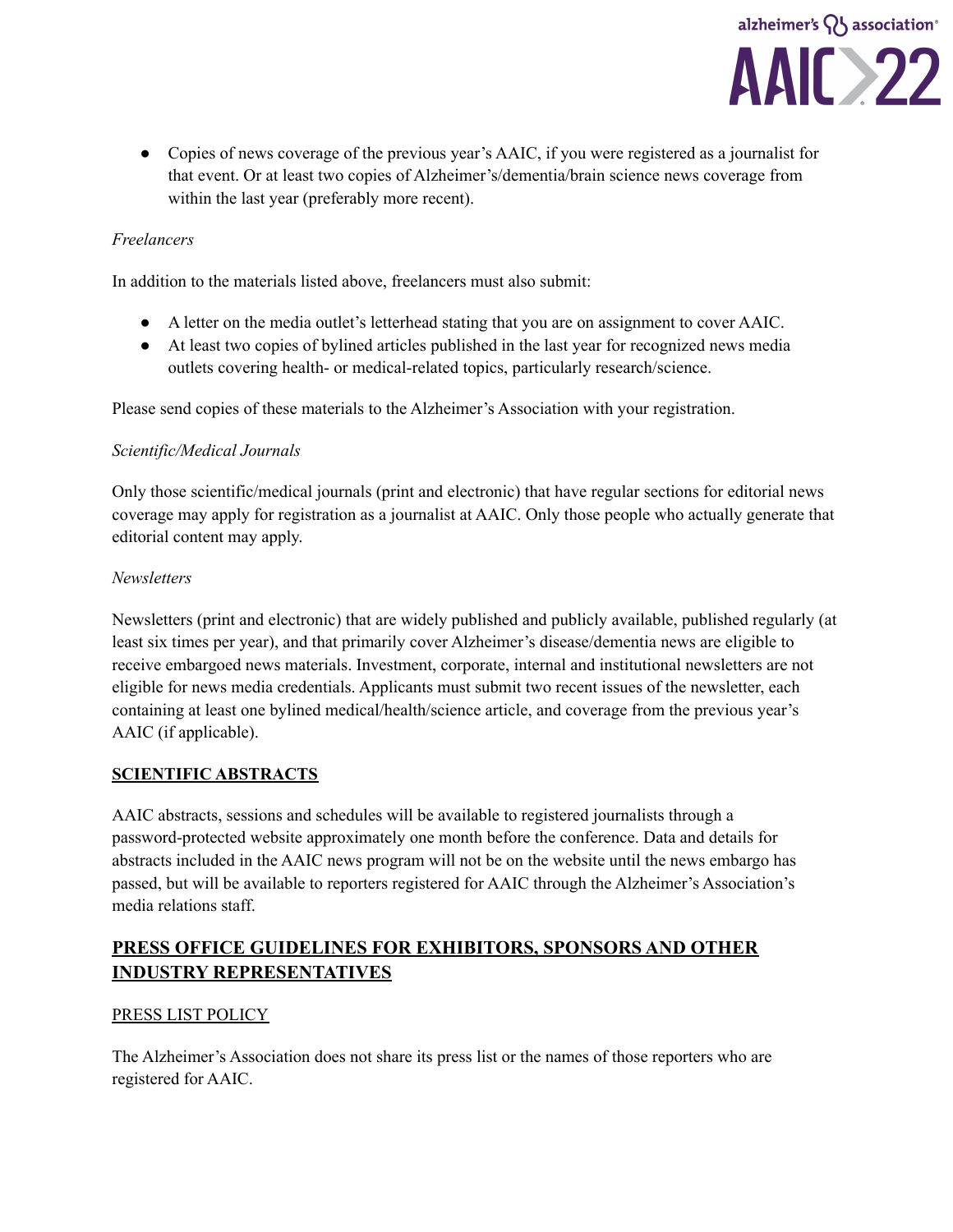- Copies of news coverage of the previous year's AAIC, if you were registered as a journalist for that event. Or at least two copies of Alzheimer's/dementia/brain science news coverage from within the last year (preferably more recent).

*Freelancers*

In addition to the materials listed above, freelancers must also submit:

- A letter on the media outlet's letterhead stating that you are on assignment to cover AAIC.
- At least two copies of bylined articles published in the last year for recognized news media outlets covering health- or medical-related topics, particularly research/science.

Please send copies of these materials to the Alzheimer's Association with your registration.

*Scientific/Medical Journals*

Only those scientific/medical journals (print and electronic) that have regular sections for editorial news coverage may apply for registration as a journalist at AAIC. Only those people who actually generate that editorial content may apply.

*Newsletters*

Newsletters (print and electronic) that are widely published and publicly available, published regularly (at least six times per year), and that primarily cover Alzheimer's disease/dementia news are eligible to receive embargoed news materials. Investment, corporate, internal and institutional newsletters are not eligible for news media credentials. Applicants must submit two recent issues of the newsletter, each containing at least one bylined medical/health/science article, and coverage from the previous year's AAIC (if applicable).

**SCIENTIFIC ABSTRACTS**

AAIC abstracts, sessions and schedules will be available to registered journalists through a password-protected website approximately one month before the conference. Data and details for abstracts included in the AAIC news program will not be on the website until the news embargo has passed, but will be available to reporters registered for AAIC through the Alzheimer's Association's media relations staff.

## PRESS OFFICE GUIDELINES FOR EXHIBITORS, SPONSORS AND OTHER INDUSTRY REPRESENTATIVES

PRESS LIST POLICY

The Alzheimer's Association does not share its press list or the names of those reporters who are registered for AAIC.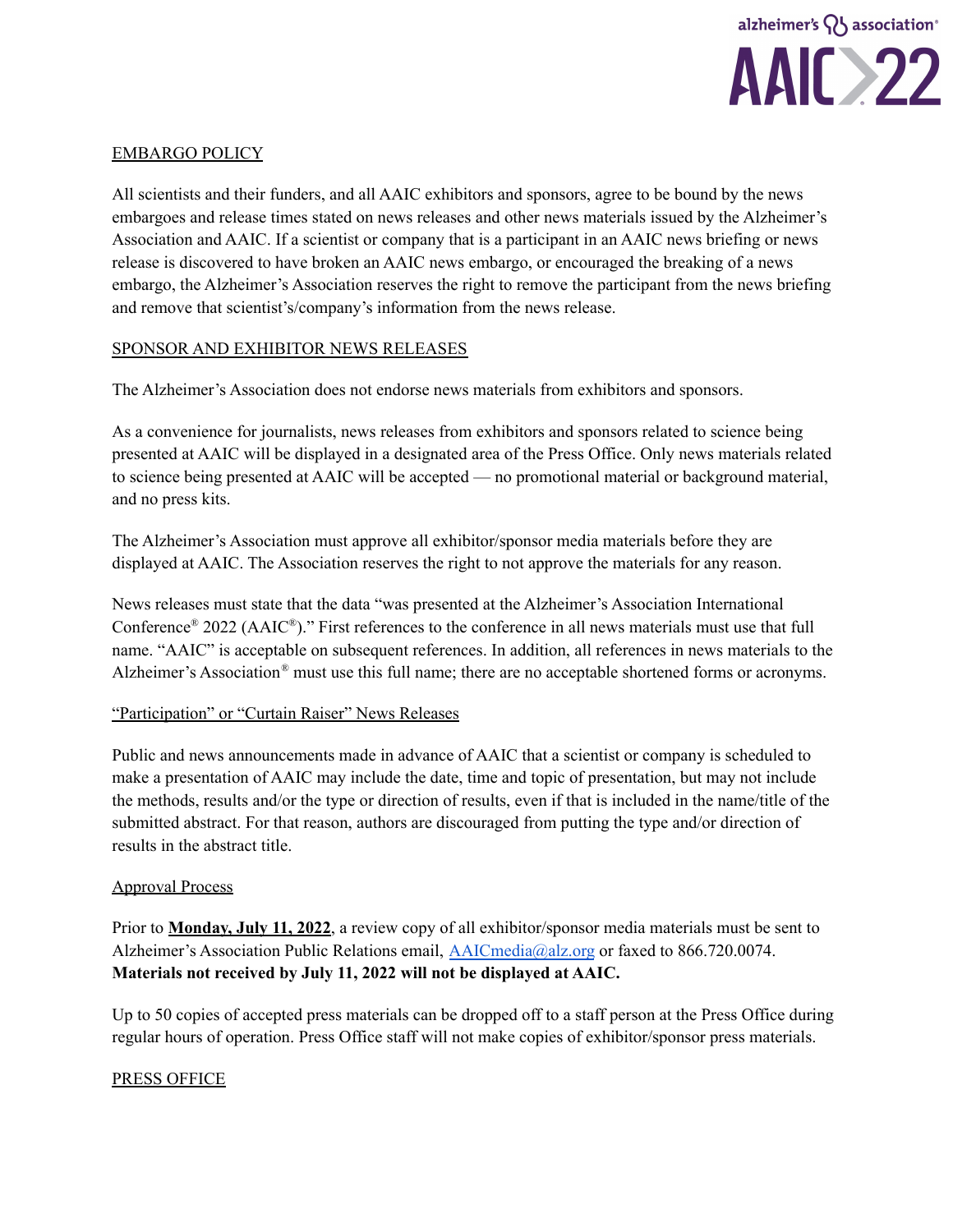## EMBARGO POLICY

All scientists and their funders, and all AAIC exhibitors and sponsors, agree to be bound by the news embargoes and release times stated on news releases and other news materials issued by the Alzheimer's Association and AAIC. If a scientist or company that is a participant in an AAIC news briefing or news release is discovered to have broken an AAIC news embargo, or encouraged the breaking of a news embargo, the Alzheimer's Association reserves the right to remove the participant from the news briefing and remove that scientist's/company's information from the news release.

## SPONSOR AND EXHIBITOR NEWS RELEASES

The Alzheimer's Association does not endorse news materials from exhibitors and sponsors.

As a convenience for journalists, news releases from exhibitors and sponsors related to science being presented at AAIC will be displayed in a designated area of the Press Office. Only news materials related to science being presented at AAIC will be accepted — no promotional material or background material, and no press kits.

The Alzheimer's Association must approve all exhibitor/sponsor media materials before they are displayed at AAIC. The Association reserves the right to not approve the materials for any reason.

News releases must state that the data "was presented at the Alzheimer's Association International Conference® 2022 (AAIC®)." First references to the conference in all news materials must use that full name. "AAIC" is acceptable on subsequent references. In addition, all references in news materials to the Alzheimer's Association® must use this full name; there are no acceptable shortened forms or acronyms.

### "Participation" or "Curtain Raiser" News Releases

Public and news announcements made in advance of AAIC that a scientist or company is scheduled to make a presentation of AAIC may include the date, time and topic of presentation, but may not include the methods, results and/or the type or direction of results, even if that is included in the name/title of the submitted abstract. For that reason, authors are discouraged from putting the type and/or direction of results in the abstract title.

### Approval Process

Prior to **Monday, July 11, 2022**, a review copy of all exhibitor/sponsor media materials must be sent to Alzheimer's Association Public Relations email, AAICmedia@alz.org or faxed to 866.720.0074. **Materials not received by July 11, 2022 will not be displayed at AAIC.**

Up to 50 copies of accepted press materials can be dropped off to a staff person at the Press Office during regular hours of operation. Press Office staff will not make copies of exhibitor/sponsor press materials.

## PRESS OFFICE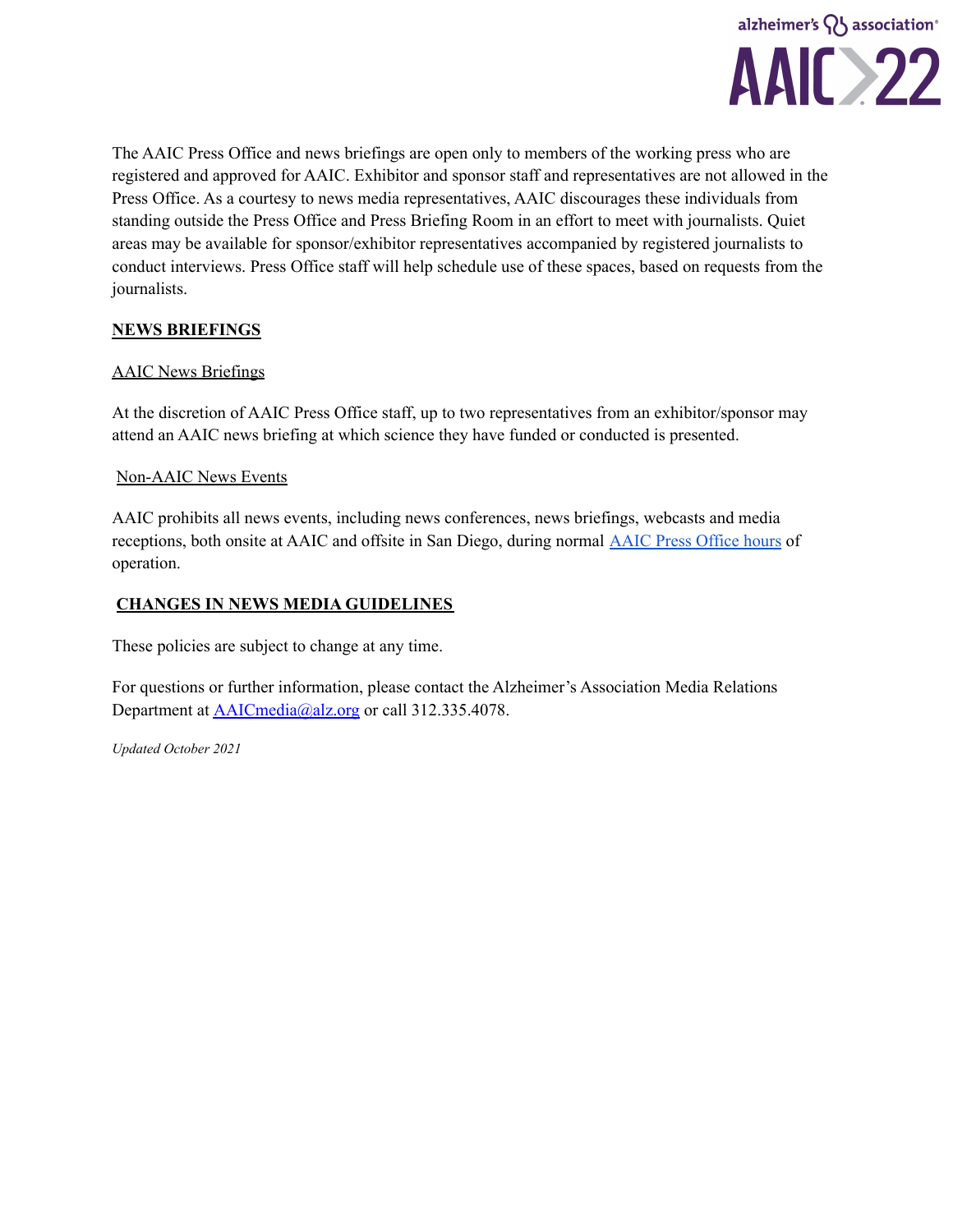The AAIC Press Office and news briefings are open only to members of the working press who are registered and approved for AAIC. Exhibitor and sponsor staff and representatives are not allowed in the Press Office. As a courtesy to news media representatives, AAIC discourages these individuals from standing outside the Press Office and Press Briefing Room in an effort to meet with journalists. Quiet areas may be available for sponsor/exhibitor representatives accompanied by registered journalists to conduct interviews. Press Office staff will help schedule use of these spaces, based on requests from the journalists.

## NEWS BRIEFINGS

### AAIC News Briefings

At the discretion of AAIC Press Office staff, up to two representatives from an exhibitor/sponsor may attend an AAIC news briefing at which science they have funded or conducted is presented.

### Non-AAIC News Events

AAIC prohibits all news events, including news conferences, news briefings, webcasts and media receptions, both onsite at AAIC and offsite in San Diego, during normal AAIC Press Office hours of operation.

## CHANGES IN NEWS MEDIA GUIDELINES

These policies are subject to change at any time.

For questions or further information, please contact the Alzheimer's Association Media Relations Department at AAICmedia@alz.org or call 312.335.4078.

*Updated October 2021*